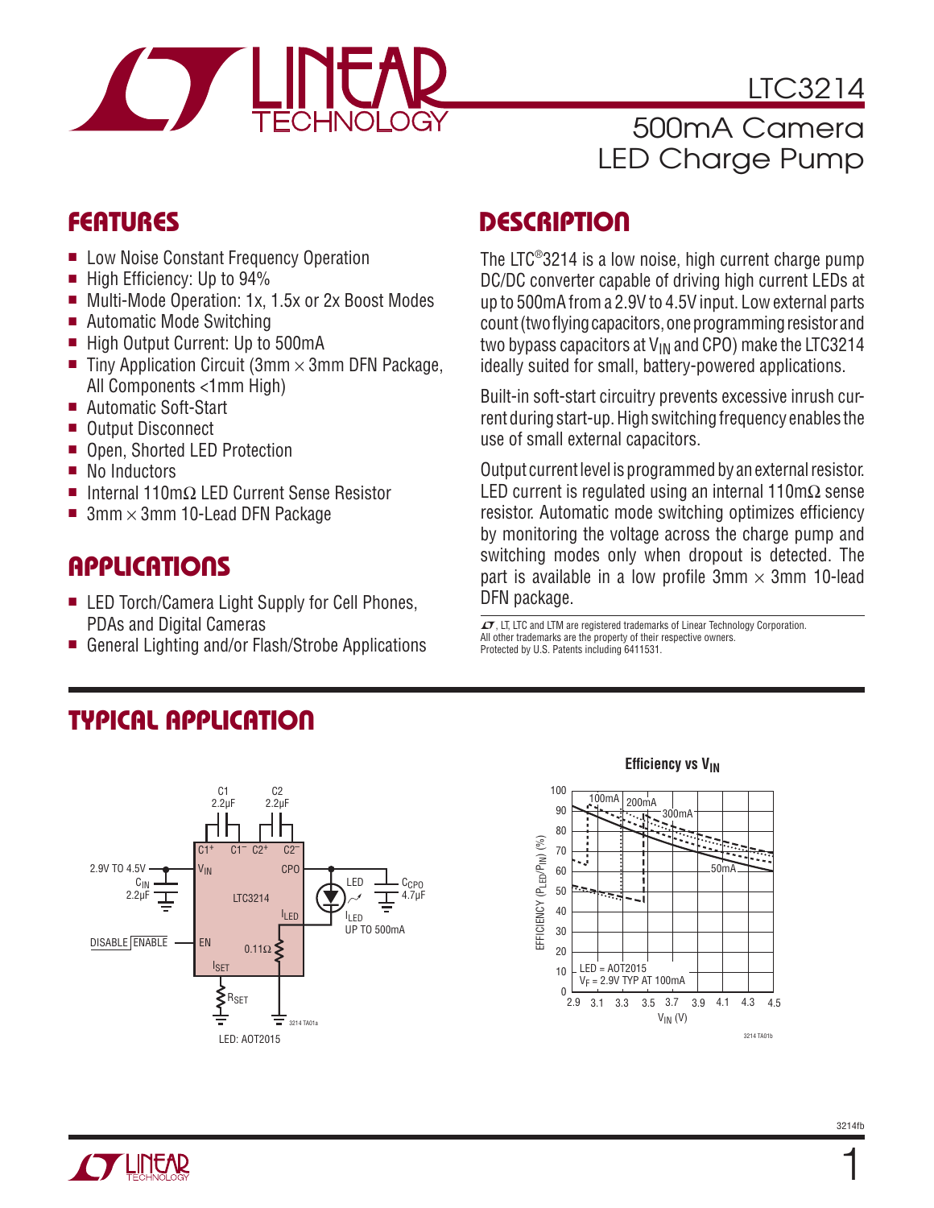# LTC3214

## 500mA Camera LED Charge Pump

## FEATURES

- Low Noise Constant Frequency Operation
- High Efficiency: Up to 94%
- Multi-Mode Operation: 1x, 1.5x or 2x Boost Modes
- Automatic Mode Switching
- High Output Current: Up to 500mA
- Tiny Application Circuit (3mm × 3mm DFN Package, All Components <1mm High)
- Automatic Soft-Start
- Output Disconnect
- Open, Shorted LED Protection
- No Inductors
- Internal 110mΩ LED Current Sense Resistor
- 3mm × 3mm 10-Lead DFN Package

## APPLICATIONS

- LED Torch/Camera Light Supply for Cell Phones, PDAs and Digital Cameras
- General Lighting and/or Flash/Strobe Applications

## DESCRIPTION

The LTC®3214 is a low noise, high current charge pump DC/DC converter capable of driving high current LEDs at up to 500mA from a 2.9V to 4.5V input. Low external parts count (two flying capacitors, one programming resistor and two bypass capacitors at $V_{IN}$ and CPO) make the LTC3214 ideally suited for small, battery-powered applications.

Built-in soft-start circuitry prevents excessive inrush current during start-up. High switching frequency enables the use of small external capacitors.

Output current level is programmed by an external resistor. LED current is regulated using an internal 110mΩ sense resistor. Automatic mode switching optimizes efficiency by monitoring the voltage across the charge pump and switching modes only when dropout is detected. The part is available in a low profile 3mm × 3mm 10-lead DFN package.

LT, LTC and LTM are registered trademarks of Linear Technology Corporation. All other trademarks are the property of their respective owners. Protected by U.S. Patents including 6411531.

## TYPICAL APPLICATION

C1 2.2µF
C2 2.2µF
C1+ C1– C2+ C2–
2.9V TO 4.5V
$V_{IN}$
$C_{IN}$ 2.2µF
LTC3214
CPO
LED
$C_{CPO}$ 4.7µF
$I_{LED}$
$I_{LED}$ UP TO 500mA
DISABLE | ENABLE
EN
0.11Ω
$I_{SET}$
$R_{SET}$
LED: AOT2015
3214 TA01a

**Efficiency vs $V_{IN}$**

EFFICIENCY ($P_{LED}/P_{IN}$) (%)
0 10 20 30 40 50 60 70 80 90 100
100mA
200mA
300mA
50mA
LED = AOT2015
$V_F$ = 2.9V TYP AT 100mA
2.9 3.1 3.3 3.5 3.7 3.9 4.1 4.3 4.5
$V_{IN}$ (V)
3214 TA01b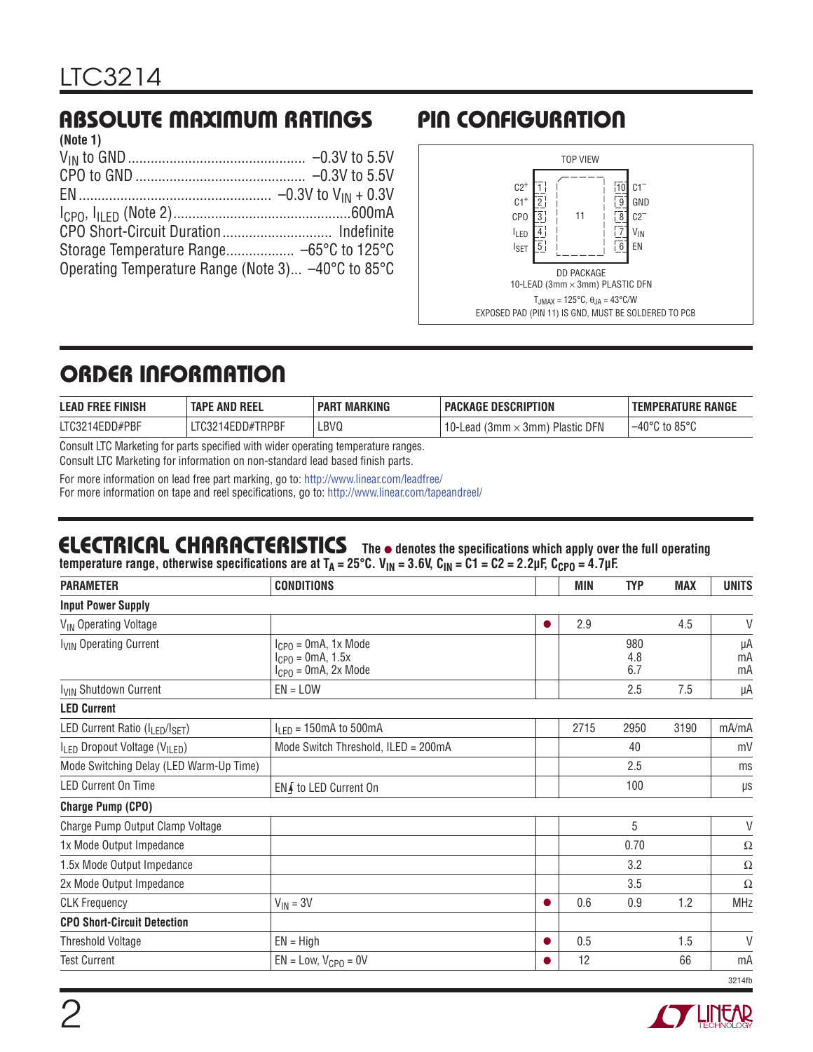## ABSOLUTE MAXIMUM RATINGS

**(Note 1)**

$V_{IN}$ to GND ............................................. –0.3V to 5.5V
CPO to GND ............................................ –0.3V to 5.5V
EN .................................................. –0.3V to $V_{IN}$ + 0.3V
$I_{CPO}$, $I_{ILED}$ (Note 2)..............................................600mA
CPO Short-Circuit Duration ............................ Indefinite
Storage Temperature Range.................. –65°C to 125°C
Operating Temperature Range (Note 3)... –40°C to 85°C

## PIN CONFIGURATION

TOP VIEW

C2⁺ 1 | 10 C1⁻
C1⁺ 2 | 9 GND
CPO 3 | 11 | 8 C2⁻
$I_{LED}$ 4 | 7 $V_{IN}$
$I_{SET}$ 5 | 6 EN

DD PACKAGE
10-LEAD (3mm × 3mm) PLASTIC DFN
$T_{JMAX}$ = 125°C, $\theta_{JA}$ = 43°C/W
EXPOSED PAD (PIN 11) IS GND, MUST BE SOLDERED TO PCB

## ORDER INFORMATION

| LEAD FREE FINISH | TAPE AND REEL | PART MARKING | PACKAGE DESCRIPTION | TEMPERATURE RANGE |
|---|---|---|---|---|
| LTC3214EDD#PBF | LTC3214EDD#TRPBF | LBVQ | 10-Lead (3mm × 3mm) Plastic DFN | –40°C to 85°C |

Consult LTC Marketing for parts specified with wider operating temperature ranges.
Consult LTC Marketing for information on non-standard lead based finish parts.

For more information on lead free part marking, go to: http://www.linear.com/leadfree/
For more information on tape and reel specifications, go to: http://www.linear.com/tapeandreel/

## ELECTRICAL CHARACTERISTICS

**The ● denotes the specifications which apply over the full operating temperature range, otherwise specifications are at $T_A$ = 25°C. $V_{IN}$ = 3.6V, $C_{IN}$ = C1 = C2 = 2.2µF, $C_{CPO}$ = 4.7µF.**

| PARAMETER | CONDITIONS | | MIN | TYP | MAX | UNITS |
|---|---|---|---|---|---|---|
| **Input Power Supply** | | | | | | |
| $V_{IN}$ Operating Voltage | | ● | 2.9 | | 4.5 | V |
| $I_{VIN}$ Operating Current | $I_{CPO}$ = 0mA, 1x Mode<br>$I_{CPO}$ = 0mA, 1.5x<br>$I_{CPO}$ = 0mA, 2x Mode | | | 980<br>4.8<br>6.7 | | µA<br>mA<br>mA |
| $I_{VIN}$ Shutdown Current | EN = LOW | | | 2.5 | 7.5 | µA |
| **LED Current** | | | | | | |
| LED Current Ratio ($I_{LED}/I_{SET}$) | $I_{LED}$ = 150mA to 500mA | | 2715 | 2950 | 3190 | mA/mA |
| $I_{LED}$ Dropout Voltage ($V_{ILED}$) | Mode Switch Threshold, ILED = 200mA | | | 40 | | mV |
| Mode Switching Delay (LED Warm-Up Time) | | | | 2.5 | | ms |
| LED Current On Time | EN ↑ to LED Current On | | | 100 | | µs |
| **Charge Pump (CPO)** | | | | | | |
| Charge Pump Output Clamp Voltage | | | | 5 | | V |
| 1x Mode Output Impedance | | | | 0.70 | | Ω |
| 1.5x Mode Output Impedance | | | | 3.2 | | Ω |
| 2x Mode Output Impedance | | | | 3.5 | | Ω |
| CLK Frequency | $V_{IN}$ = 3V | ● | 0.6 | 0.9 | 1.2 | MHz |
| **CPO Short-Circuit Detection** | | | | | | |
| Threshold Voltage | EN = High | ● | 0.5 | | 1.5 | V |
| Test Current | EN = Low, $V_{CPO}$ = 0V | ● | 12 | | 66 | mA |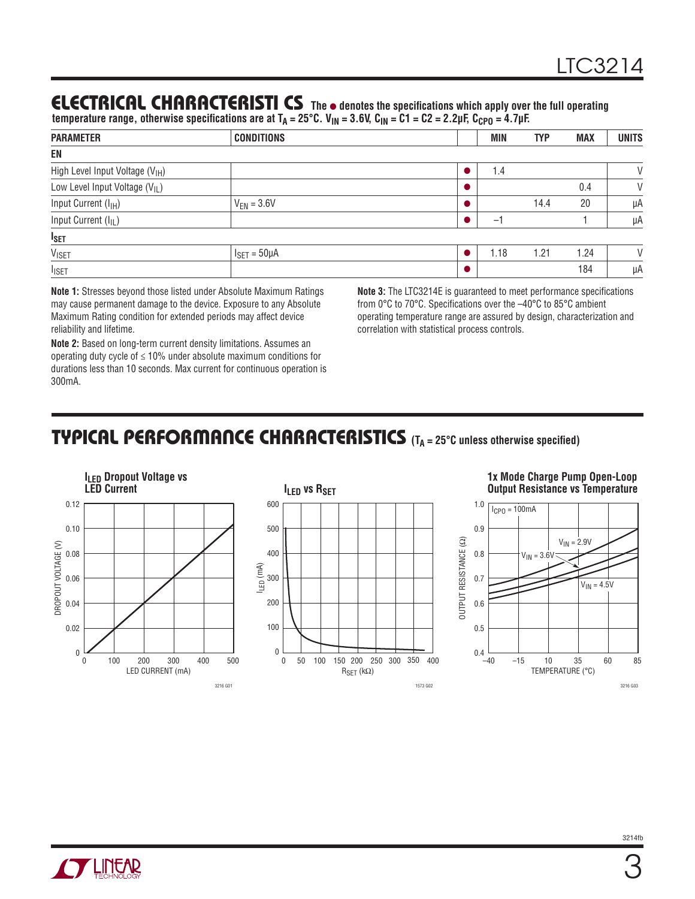## ELECTRICAL CHARACTERISTICS

The ● denotes the specifications which apply over the full operating temperature range, otherwise specifications are at $T_A = 25°C$. $V_{IN} = 3.6V$, $C_{IN} = C1 = C2 = 2.2µF$, $C_{CPO} = 4.7µF$.

| PARAMETER | CONDITIONS | | MIN | TYP | MAX | UNITS |
|---|---|---|---|---|---|---|
| **EN** | | | | | | |
| High Level Input Voltage ($V_{IH}$) | | ● | 1.4 | | | V |
| Low Level Input Voltage ($V_{IL}$) | | ● | | | 0.4 | V |
| Input Current ($I_{IH}$) | $V_{EN} = 3.6V$ | ● | | 14.4 | 20 | µA |
| Input Current ($I_{IL}$) | | ● | –1 | | 1 | µA |
| **$I_{SET}$** | | | | | | |
| $V_{ISET}$ | $I_{SET} = 50µA$ | ● | 1.18 | 1.21 | 1.24 | V |
| $I_{ISET}$ | | ● | | | 184 | µA |

**Note 1:** Stresses beyond those listed under Absolute Maximum Ratings may cause permanent damage to the device. Exposure to any Absolute Maximum Rating condition for extended periods may affect device reliability and lifetime.

**Note 2:** Based on long-term current density limitations. Assumes an operating duty cycle of ≤ 10% under absolute maximum conditions for durations less than 10 seconds. Max current for continuous operation is 300mA.

**Note 3:** The LTC3214E is guaranteed to meet performance specifications from 0°C to 70°C. Specifications over the –40°C to 85°C ambient operating temperature range are assured by design, characterization and correlation with statistical process controls.

## TYPICAL PERFORMANCE CHARACTERISTICS

($T_A = 25°C$ unless otherwise specified)

**$I_{LED}$ Dropout Voltage vs LED Current**

DROPOUT VOLTAGE (V)
0, 0.02, 0.04, 0.06, 0.08, 0.10, 0.12
LED CURRENT (mA)
0, 100, 200, 300, 400, 500
3216 G01

**$I_{LED}$ vs $R_{SET}$**

$I_{LED}$ (mA)
0, 100, 200, 300, 400, 500, 600
$R_{SET}$ (kΩ)
0, 50, 100, 150, 200, 250, 300, 350, 400
1573 G02

**1x Mode Charge Pump Open-Loop Output Resistance vs Temperature**

$I_{CPO} = 100mA$
$V_{IN} = 2.9V$
$V_{IN} = 3.6V$
$V_{IN} = 4.5V$
OUTPUT RESISTANCE (Ω)
0.4, 0.5, 0.6, 0.7, 0.8, 0.9, 1.0
TEMPERATURE (°C)
–40, –15, 10, 35, 60, 85
3216 G03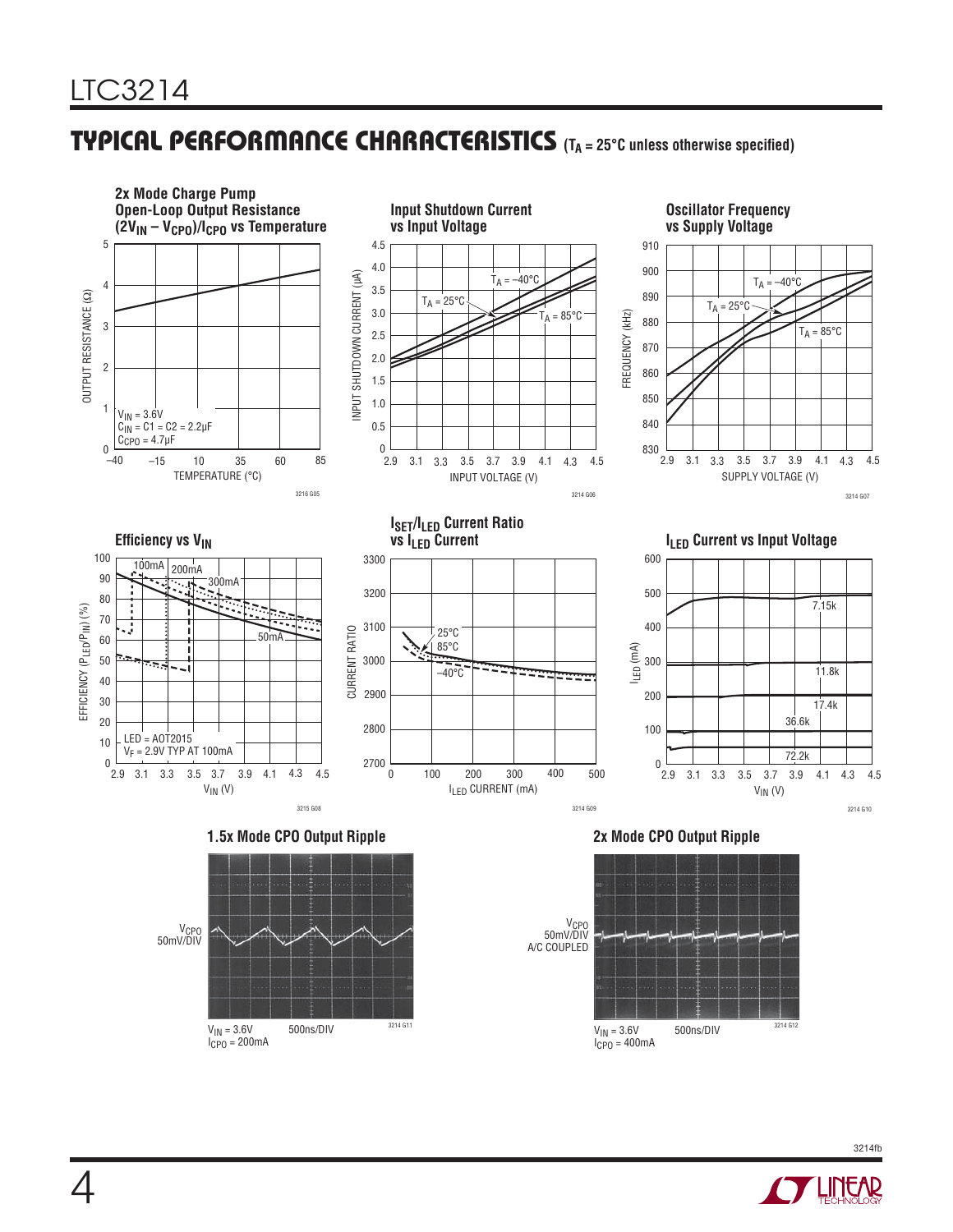## TYPICAL PERFORMANCE CHARACTERISTICS ($T_A$ = 25°C unless otherwise specified)

**2x Mode Charge Pump Open-Loop Output Resistance $(2V_{IN} - V_{CPO})/I_{CPO}$ vs Temperature**

OUTPUT RESISTANCE (Ω) vs TEMPERATURE (°C)

$V_{IN}$ = 3.6V
$C_{IN}$ = C1 = C2 = 2.2µF
$C_{CPO}$ = 4.7µF

3216 G05

**Input Shutdown Current vs Input Voltage**

INPUT SHUTDOWN CURRENT (µA) vs INPUT VOLTAGE (V)

$T_A$ = –40°C, $T_A$ = 25°C, $T_A$ = 85°C

3214 G06

**Oscillator Frequency vs Supply Voltage**

FREQUENCY (kHz) vs SUPPLY VOLTAGE (V)

$T_A$ = –40°C, $T_A$ = 25°C, $T_A$ = 85°C

3214 G07

**Efficiency vs $V_{IN}$**

EFFICIENCY ($P_{LED}/P_{IN}$) (%) vs $V_{IN}$ (V)

100mA, 200mA, 300mA, 50mA

LED = AOT2015
$V_F$ = 2.9V TYP AT 100mA

3215 G08

**$I_{SET}/I_{LED}$ Current Ratio vs $I_{LED}$ Current**

CURRENT RATIO vs $I_{LED}$ CURRENT (mA)

25°C, 85°C, –40°C

3214 G09

**$I_{LED}$ Current vs Input Voltage**

$I_{LED}$ (mA) vs $V_{IN}$ (V)

7.15k, 11.8k, 17.4k, 36.6k, 72.2k

3214 G10

**1.5x Mode CPO Output Ripple**

$V_{CPO}$ 50mV/DIV

$V_{IN}$ = 3.6V
$I_{CPO}$ = 200mA
500ns/DIV

3214 G11

**2x Mode CPO Output Ripple**

$V_{CPO}$ 50mV/DIV A/C COUPLED

$V_{IN}$ = 3.6V
$I_{CPO}$ = 400mA
500ns/DIV

3214 G12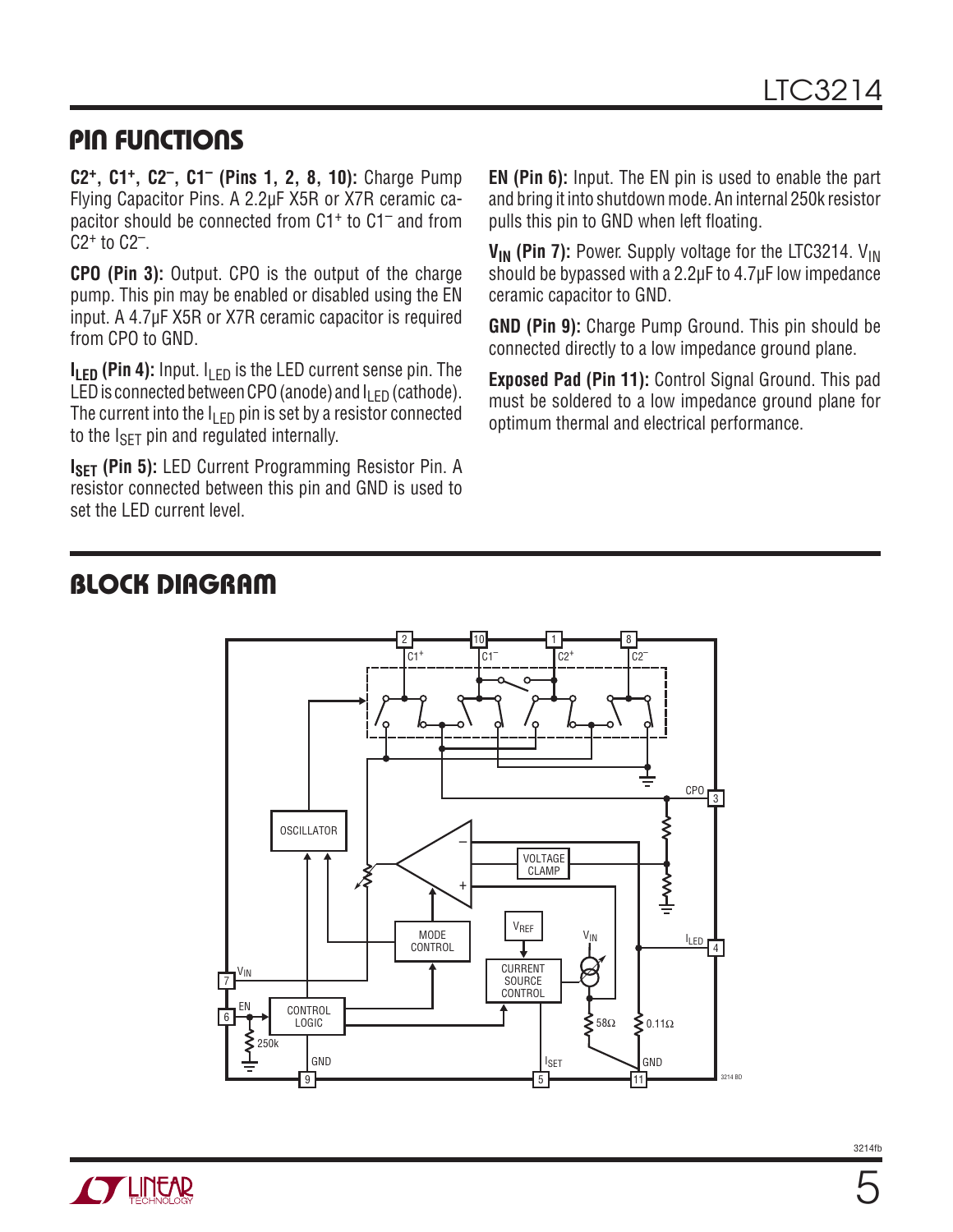## PIN FUNCTIONS

**$C2^+$, $C1^+$, $C2^–$, $C1^–$ (Pins 1, 2, 8, 10):** Charge Pump Flying Capacitor Pins. A 2.2µF X5R or X7R ceramic capacitor should be connected from $C1^+$ to $C1^–$ and from $C2^+$ to $C2^–$.

**CPO (Pin 3):** Output. CPO is the output of the charge pump. This pin may be enabled or disabled using the EN input. A 4.7µF X5R or X7R ceramic capacitor is required from CPO to GND.

**$I_{LED}$ (Pin 4):** Input. $I_{LED}$ is the LED current sense pin. The LED is connected between CPO (anode) and $I_{LED}$ (cathode). The current into the $I_{LED}$ pin is set by a resistor connected to the $I_{SET}$ pin and regulated internally.

**$I_{SET}$ (Pin 5):** LED Current Programming Resistor Pin. A resistor connected between this pin and GND is used to set the LED current level.

**EN (Pin 6):** Input. The EN pin is used to enable the part and bring it into shutdown mode. An internal 250k resistor pulls this pin to GND when left floating.

**$V_{IN}$ (Pin 7):** Power. Supply voltage for the LTC3214. $V_{IN}$ should be bypassed with a 2.2µF to 4.7µF low impedance ceramic capacitor to GND.

**GND (Pin 9):** Charge Pump Ground. This pin should be connected directly to a low impedance ground plane.

**Exposed Pad (Pin 11):** Control Signal Ground. This pad must be soldered to a low impedance ground plane for optimum thermal and electrical performance.

## BLOCK DIAGRAM

2
C1+
10
C1–
1
C2+
8
C2–
CPO
3
OSCILLATOR
–
+
VOLTAGE CLAMP
MODE CONTROL
VREF
CURRENT SOURCE CONTROL
VIN
ILED
4
7
VIN
6
EN
250k
CONTROL LOGIC
GND
9
58Ω
0.11Ω
ISET
5
GND
11
3214 BD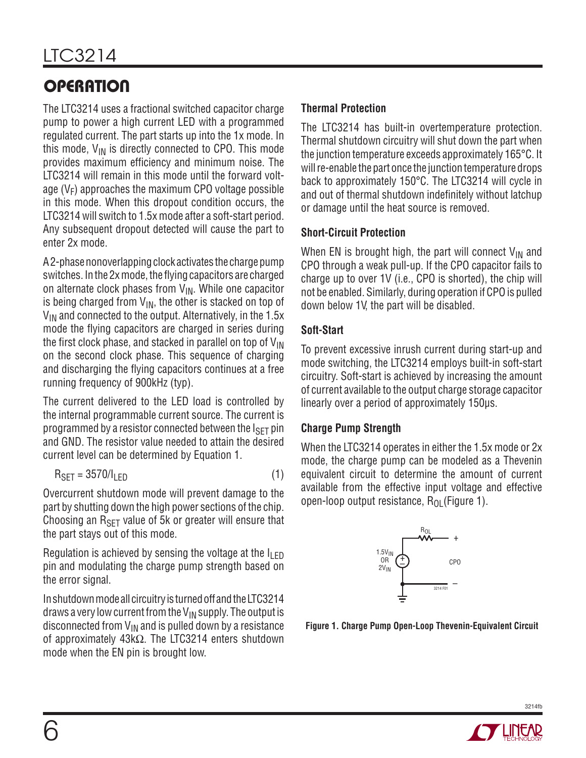## OPERATION

The LTC3214 uses a fractional switched capacitor charge pump to power a high current LED with a programmed regulated current. The part starts up into the 1x mode. In this mode, $V_{IN}$ is directly connected to CPO. This mode provides maximum efficiency and minimum noise. The LTC3214 will remain in this mode until the forward voltage ($V_F$) approaches the maximum CPO voltage possible in this mode. When this dropout condition occurs, the LTC3214 will switch to 1.5x mode after a soft-start period. Any subsequent dropout detected will cause the part to enter 2x mode.

A 2-phase nonoverlapping clock activates the charge pump switches. In the 2x mode, the flying capacitors are charged on alternate clock phases from $V_{IN}$. While one capacitor is being charged from $V_{IN}$, the other is stacked on top of $V_{IN}$ and connected to the output. Alternatively, in the 1.5x mode the flying capacitors are charged in series during the first clock phase, and stacked in parallel on top of $V_{IN}$ on the second clock phase. This sequence of charging and discharging the flying capacitors continues at a free running frequency of 900kHz (typ).

The current delivered to the LED load is controlled by the internal programmable current source. The current is programmed by a resistor connected between the $I_{SET}$ pin and GND. The resistor value needed to attain the desired current level can be determined by Equation 1.

$$R_{SET} = 3570/I_{LED} \quad (1)$$

Overcurrent shutdown mode will prevent damage to the part by shutting down the high power sections of the chip. Choosing an $R_{SET}$ value of 5k or greater will ensure that the part stays out of this mode.

Regulation is achieved by sensing the voltage at the $I_{LED}$ pin and modulating the charge pump strength based on the error signal.

In shutdown mode all circuitry is turned off and the LTC3214 draws a very low current from the $V_{IN}$ supply. The output is disconnected from $V_{IN}$ and is pulled down by a resistance of approximately 43kΩ. The LTC3214 enters shutdown mode when the EN pin is brought low.

### Thermal Protection

The LTC3214 has built-in overtemperature protection. Thermal shutdown circuitry will shut down the part when the junction temperature exceeds approximately 165°C. It will re-enable the part once the junction temperature drops back to approximately 150°C. The LTC3214 will cycle in and out of thermal shutdown indefinitely without latchup or damage until the heat source is removed.

### Short-Circuit Protection

When EN is brought high, the part will connect $V_{IN}$ and CPO through a weak pull-up. If the CPO capacitor fails to charge up to over 1V (i.e., CPO is shorted), the chip will not be enabled. Similarly, during operation if CPO is pulled down below 1V, the part will be disabled.

### Soft-Start

To prevent excessive inrush current during start-up and mode switching, the LTC3214 employs built-in soft-start circuitry. Soft-start is achieved by increasing the amount of current available to the output charge storage capacitor linearly over a period of approximately 150μs.

### Charge Pump Strength

When the LTC3214 operates in either the 1.5x mode or 2x mode, the charge pump can be modeled as a Thevenin equivalent circuit to determine the amount of current available from the effective input voltage and effective open-loop output resistance, $R_{OL}$ (Figure 1).

$R_{OL}$
+
$1.5V_{IN}$
OR
$2V_{IN}$
CPO
–
3214 F01

**Figure 1. Charge Pump Open-Loop Thevenin-Equivalent Circuit**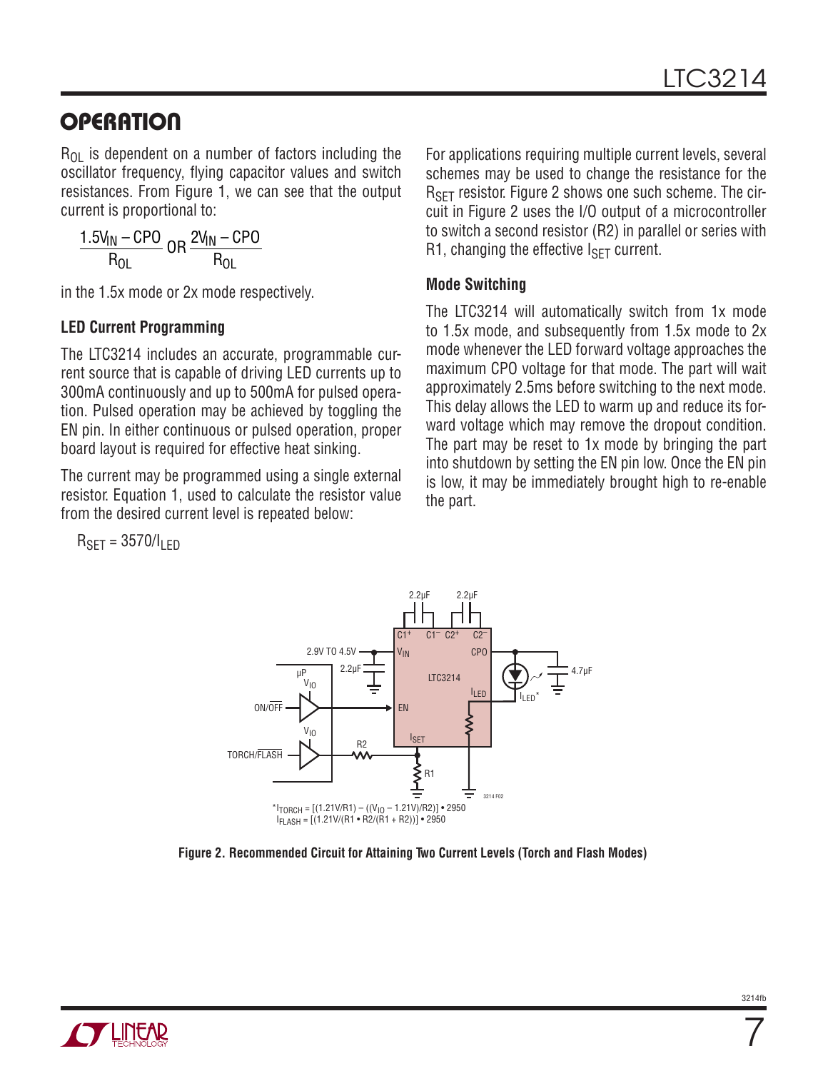## OPERATION

$R_{OL}$ is dependent on a number of factors including the oscillator frequency, flying capacitor values and switch resistances. From Figure 1, we can see that the output current is proportional to:

$$\frac{1.5V_{IN} - CPO}{R_{OL}} \text{ OR } \frac{2V_{IN} - CPO}{R_{OL}}$$

in the 1.5x mode or 2x mode respectively.

### LED Current Programming

The LTC3214 includes an accurate, programmable current source that is capable of driving LED currents up to 300mA continuously and up to 500mA for pulsed operation. Pulsed operation may be achieved by toggling the EN pin. In either continuous or pulsed operation, proper board layout is required for effective heat sinking.

The current may be programmed using a single external resistor. Equation 1, used to calculate the resistor value from the desired current level is repeated below:

$$R_{SET} = 3570/I_{LED}$$

For applications requiring multiple current levels, several schemes may be used to change the resistance for the $R_{SET}$ resistor. Figure 2 shows one such scheme. The circuit in Figure 2 uses the I/O output of a microcontroller to switch a second resistor (R2) in parallel or series with R1, changing the effective $I_{SET}$ current.

### Mode Switching

The LTC3214 will automatically switch from 1x mode to 1.5x mode, and subsequently from 1.5x mode to 2x mode whenever the LED forward voltage approaches the maximum CPO voltage for that mode. The part will wait approximately 2.5ms before switching to the next mode. This delay allows the LED to warm up and reduce its forward voltage which may remove the dropout condition. The part may be reset to 1x mode by bringing the part into shutdown by setting the EN pin low. Once the EN pin is low, it may be immediately brought high to re-enable the part.

2.2µF
2.2µF
C1+ C1– C2+ C2–
2.9V TO 4.5V
$V_{IN}$
CPO
2.2µF
µP
$V_{IO}$
LTC3214
4.7µF
$I_{LED}$
$I_{LED}$*
ON/$\overline{OFF}$
EN
$V_{IO}$
$I_{SET}$
R2
TORCH/$\overline{FLASH}$
R1
3214 F02

$^*I_{TORCH} = [(1.21V/R1) - ((V_{IO} - 1.21V)/R2)] \bullet 2950$
$I_{FLASH} = [(1.21V/(R1 \bullet R2/(R1 + R2))] \bullet 2950$

**Figure 2. Recommended Circuit for Attaining Two Current Levels (Torch and Flash Modes)**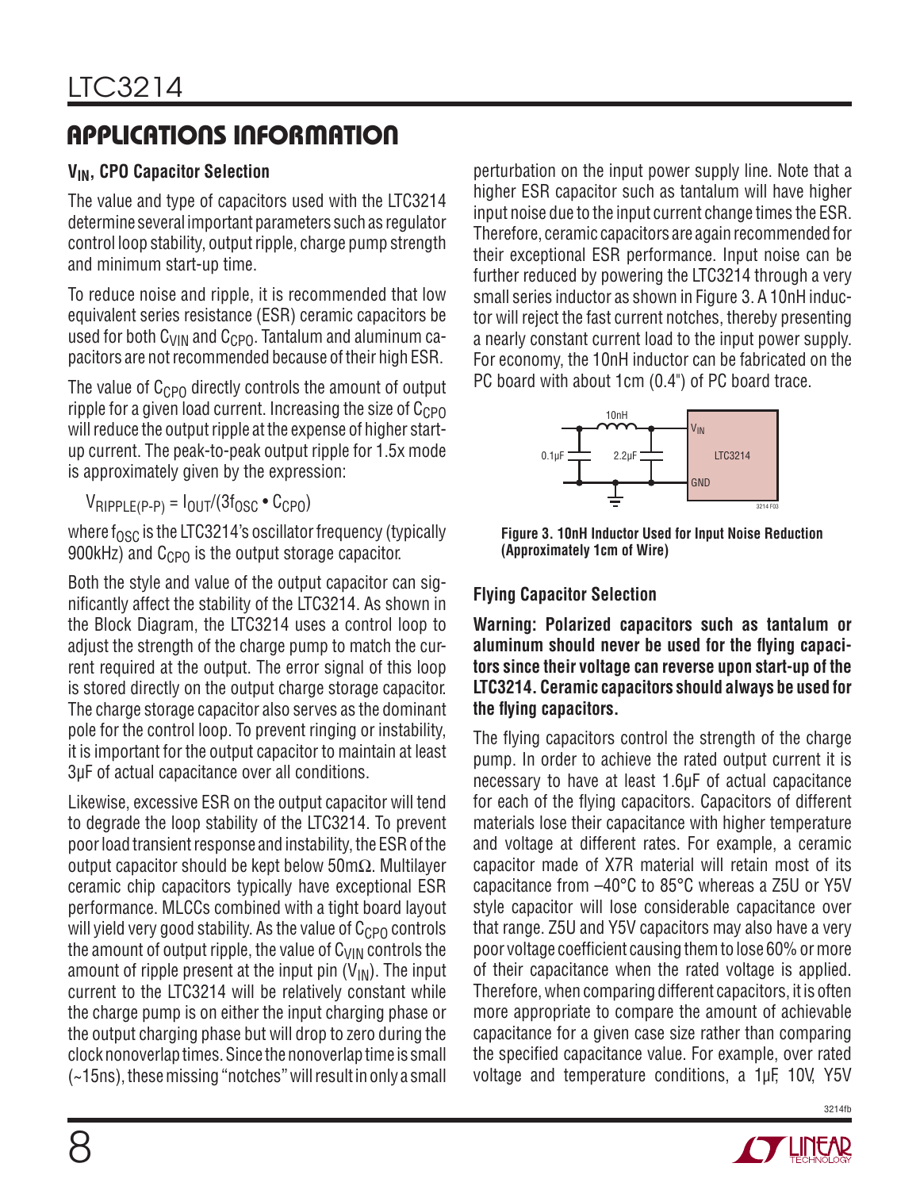## APPLICATIONS INFORMATION

### $V_{IN}$, CPO Capacitor Selection

The value and type of capacitors used with the LTC3214 determine several important parameters such as regulator control loop stability, output ripple, charge pump strength and minimum start-up time.

To reduce noise and ripple, it is recommended that low equivalent series resistance (ESR) ceramic capacitors be used for both $C_{VIN}$ and $C_{CPO}$. Tantalum and aluminum capacitors are not recommended because of their high ESR.

The value of $C_{CPO}$ directly controls the amount of output ripple for a given load current. Increasing the size of $C_{CPO}$ will reduce the output ripple at the expense of higher start-up current. The peak-to-peak output ripple for 1.5x mode is approximately given by the expression:

$$V_{RIPPLE(P-P)} = I_{OUT}/(3f_{OSC} \bullet C_{CPO})$$

where $f_{OSC}$ is the LTC3214's oscillator frequency (typically 900kHz) and $C_{CPO}$ is the output storage capacitor.

Both the style and value of the output capacitor can significantly affect the stability of the LTC3214. As shown in the Block Diagram, the LTC3214 uses a control loop to adjust the strength of the charge pump to match the current required at the output. The error signal of this loop is stored directly on the output charge storage capacitor. The charge storage capacitor also serves as the dominant pole for the control loop. To prevent ringing or instability, it is important for the output capacitor to maintain at least 3µF of actual capacitance over all conditions.

Likewise, excessive ESR on the output capacitor will tend to degrade the loop stability of the LTC3214. To prevent poor load transient response and instability, the ESR of the output capacitor should be kept below 50mΩ. Multilayer ceramic chip capacitors typically have exceptional ESR performance. MLCCs combined with a tight board layout will yield very good stability. As the value of $C_{CPO}$ controls the amount of output ripple, the value of $C_{VIN}$ controls the amount of ripple present at the input pin ($V_{IN}$). The input current to the LTC3214 will be relatively constant while the charge pump is on either the input charging phase or the output charging phase but will drop to zero during the clock nonoverlap times. Since the nonoverlap time is small (~15ns), these missing "notches" will result in only a small perturbation on the input power supply line. Note that a higher ESR capacitor such as tantalum will have higher input noise due to the input current change times the ESR. Therefore, ceramic capacitors are again recommended for their exceptional ESR performance. Input noise can be further reduced by powering the LTC3214 through a very small series inductor as shown in Figure 3. A 10nH inductor will reject the fast current notches, thereby presenting a nearly constant current load to the input power supply. For economy, the 10nH inductor can be fabricated on the PC board with about 1cm (0.4") of PC board trace.

10nH
0.1µF
2.2µF
$V_{IN}$
LTC3214
GND
3214 F03

**Figure 3. 10nH Inductor Used for Input Noise Reduction (Approximately 1cm of Wire)**

### Flying Capacitor Selection

**Warning: Polarized capacitors such as tantalum or aluminum should never be used for the flying capacitors since their voltage can reverse upon start-up of the LTC3214. Ceramic capacitors should always be used for the flying capacitors.**

The flying capacitors control the strength of the charge pump. In order to achieve the rated output current it is necessary to have at least 1.6µF of actual capacitance for each of the flying capacitors. Capacitors of different materials lose their capacitance with higher temperature and voltage at different rates. For example, a ceramic capacitor made of X7R material will retain most of its capacitance from –40°C to 85°C whereas a Z5U or Y5V style capacitor will lose considerable capacitance over that range. Z5U and Y5V capacitors may also have a very poor voltage coefficient causing them to lose 60% or more of their capacitance when the rated voltage is applied. Therefore, when comparing different capacitors, it is often more appropriate to compare the amount of achievable capacitance for a given case size rather than comparing the specified capacitance value. For example, over rated voltage and temperature conditions, a 1µF, 10V, Y5V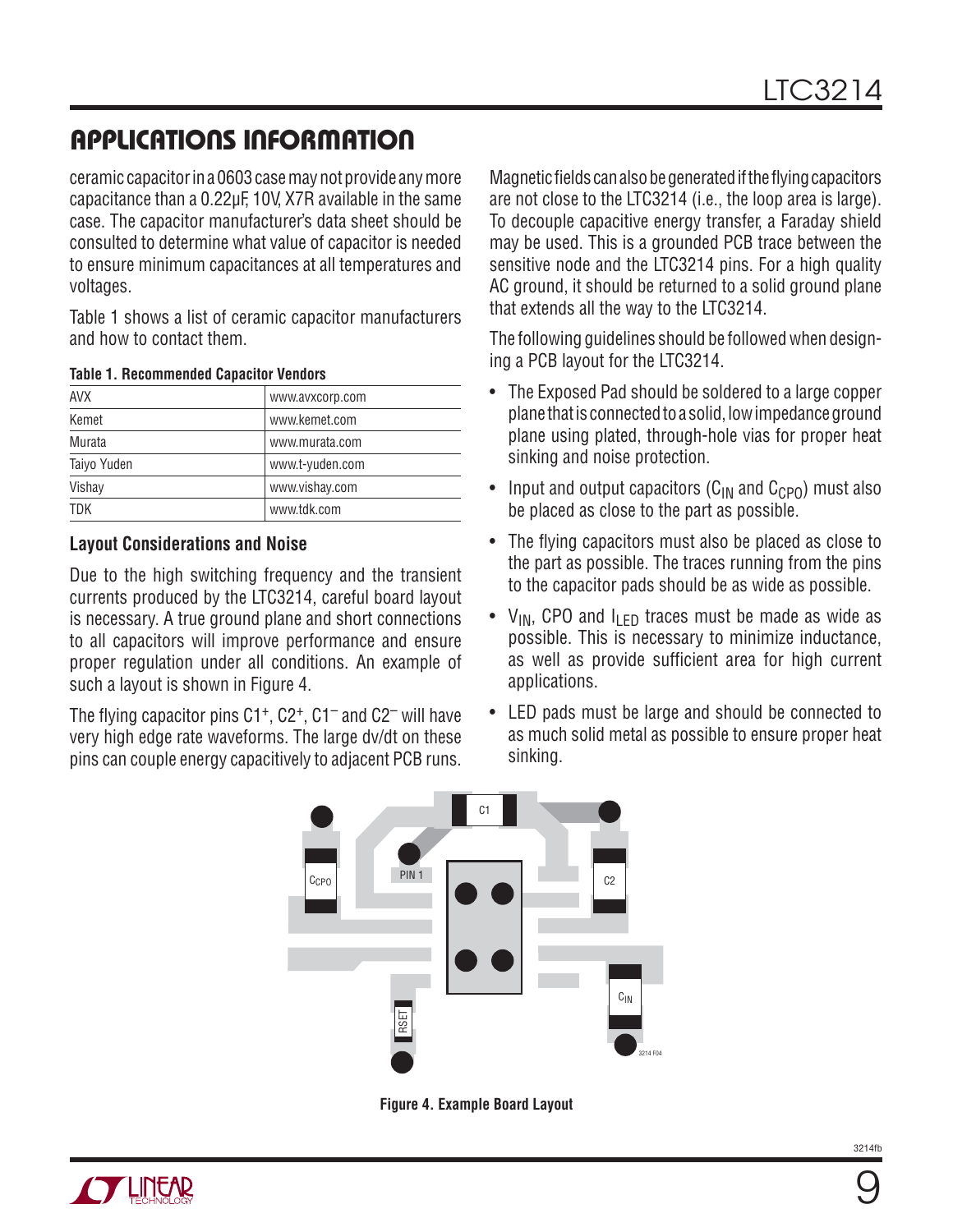## APPLICATIONS INFORMATION

ceramic capacitor in a 0603 case may not provide any more capacitance than a 0.22µF, 10V, X7R available in the same case. The capacitor manufacturer's data sheet should be consulted to determine what value of capacitor is needed to ensure minimum capacitances at all temperatures and voltages.

Table 1 shows a list of ceramic capacitor manufacturers and how to contact them.

**Table 1. Recommended Capacitor Vendors**

| | |
|---|---|
| AVX | www.avxcorp.com |
| Kemet | www.kemet.com |
| Murata | www.murata.com |
| Taiyo Yuden | www.t-yuden.com |
| Vishay | www.vishay.com |
| TDK | www.tdk.com |

### Layout Considerations and Noise

Due to the high switching frequency and the transient currents produced by the LTC3214, careful board layout is necessary. A true ground plane and short connections to all capacitors will improve performance and ensure proper regulation under all conditions. An example of such a layout is shown in Figure 4.

The flying capacitor pins $C1^+$, $C2^+$, $C1^-$ and $C2^-$ will have very high edge rate waveforms. The large dv/dt on these pins can couple energy capacitively to adjacent PCB runs. Magnetic fields can also be generated if the flying capacitors are not close to the LTC3214 (i.e., the loop area is large). To decouple capacitive energy transfer, a Faraday shield may be used. This is a grounded PCB trace between the sensitive node and the LTC3214 pins. For a high quality AC ground, it should be returned to a solid ground plane that extends all the way to the LTC3214.

The following guidelines should be followed when designing a PCB layout for the LTC3214.

- The Exposed Pad should be soldered to a large copper plane that is connected to a solid, low impedance ground plane using plated, through-hole vias for proper heat sinking and noise protection.
- Input and output capacitors ($C_{IN}$ and $C_{CPO}$) must also be placed as close to the part as possible.
- The flying capacitors must also be placed as close to the part as possible. The traces running from the pins to the capacitor pads should be as wide as possible.
- $V_{IN}$, CPO and $I_{LED}$ traces must be made as wide as possible. This is necessary to minimize inductance, as well as provide sufficient area for high current applications.
- LED pads must be large and should be connected to as much solid metal as possible to ensure proper heat sinking.

C1
PIN 1
$C_{CPO}$
C2
RSET
$C_{IN}$
3214 F04

**Figure 4. Example Board Layout**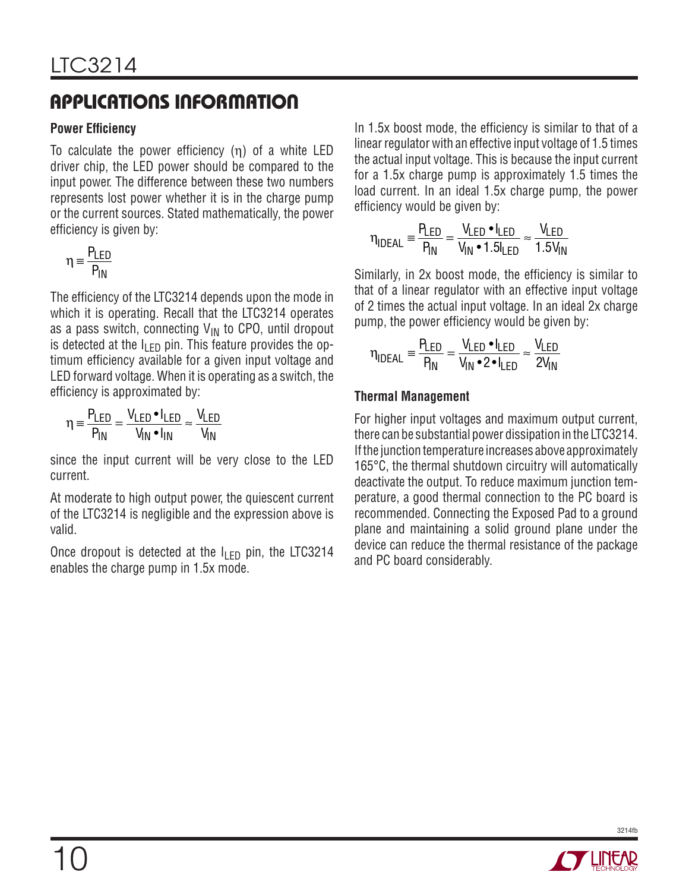## APPLICATIONS INFORMATION

### Power Efficiency

To calculate the power efficiency (η) of a white LED driver chip, the LED power should be compared to the input power. The difference between these two numbers represents lost power whether it is in the charge pump or the current sources. Stated mathematically, the power efficiency is given by:

$$\eta \equiv \frac{P_{LED}}{P_{IN}}$$

The efficiency of the LTC3214 depends upon the mode in which it is operating. Recall that the LTC3214 operates as a pass switch, connecting $V_{IN}$ to CPO, until dropout is detected at the $I_{LED}$ pin. This feature provides the optimum efficiency available for a given input voltage and LED forward voltage. When it is operating as a switch, the efficiency is approximated by:

$$\eta \equiv \frac{P_{LED}}{P_{IN}} = \frac{V_{LED} \bullet I_{LED}}{V_{IN} \bullet I_{IN}} \approx \frac{V_{LED}}{V_{IN}}$$

since the input current will be very close to the LED current.

At moderate to high output power, the quiescent current of the LTC3214 is negligible and the expression above is valid.

Once dropout is detected at the $I_{LED}$ pin, the LTC3214 enables the charge pump in 1.5x mode.

In 1.5x boost mode, the efficiency is similar to that of a linear regulator with an effective input voltage of 1.5 times the actual input voltage. This is because the input current for a 1.5x charge pump is approximately 1.5 times the load current. In an ideal 1.5x charge pump, the power efficiency would be given by:

$$\eta_{IDEAL} \equiv \frac{P_{LED}}{P_{IN}} = \frac{V_{LED} \bullet I_{LED}}{V_{IN} \bullet 1.5 I_{LED}} \approx \frac{V_{LED}}{1.5 V_{IN}}$$

Similarly, in 2x boost mode, the efficiency is similar to that of a linear regulator with an effective input voltage of 2 times the actual input voltage. In an ideal 2x charge pump, the power efficiency would be given by:

$$\eta_{IDEAL} \equiv \frac{P_{LED}}{P_{IN}} = \frac{V_{LED} \bullet I_{LED}}{V_{IN} \bullet 2 \bullet I_{LED}} \approx \frac{V_{LED}}{2 V_{IN}}$$

### Thermal Management

For higher input voltages and maximum output current, there can be substantial power dissipation in the LTC3214. If the junction temperature increases above approximately 165°C, the thermal shutdown circuitry will automatically deactivate the output. To reduce maximum junction temperature, a good thermal connection to the PC board is recommended. Connecting the Exposed Pad to a ground plane and maintaining a solid ground plane under the device can reduce the thermal resistance of the package and PC board considerably.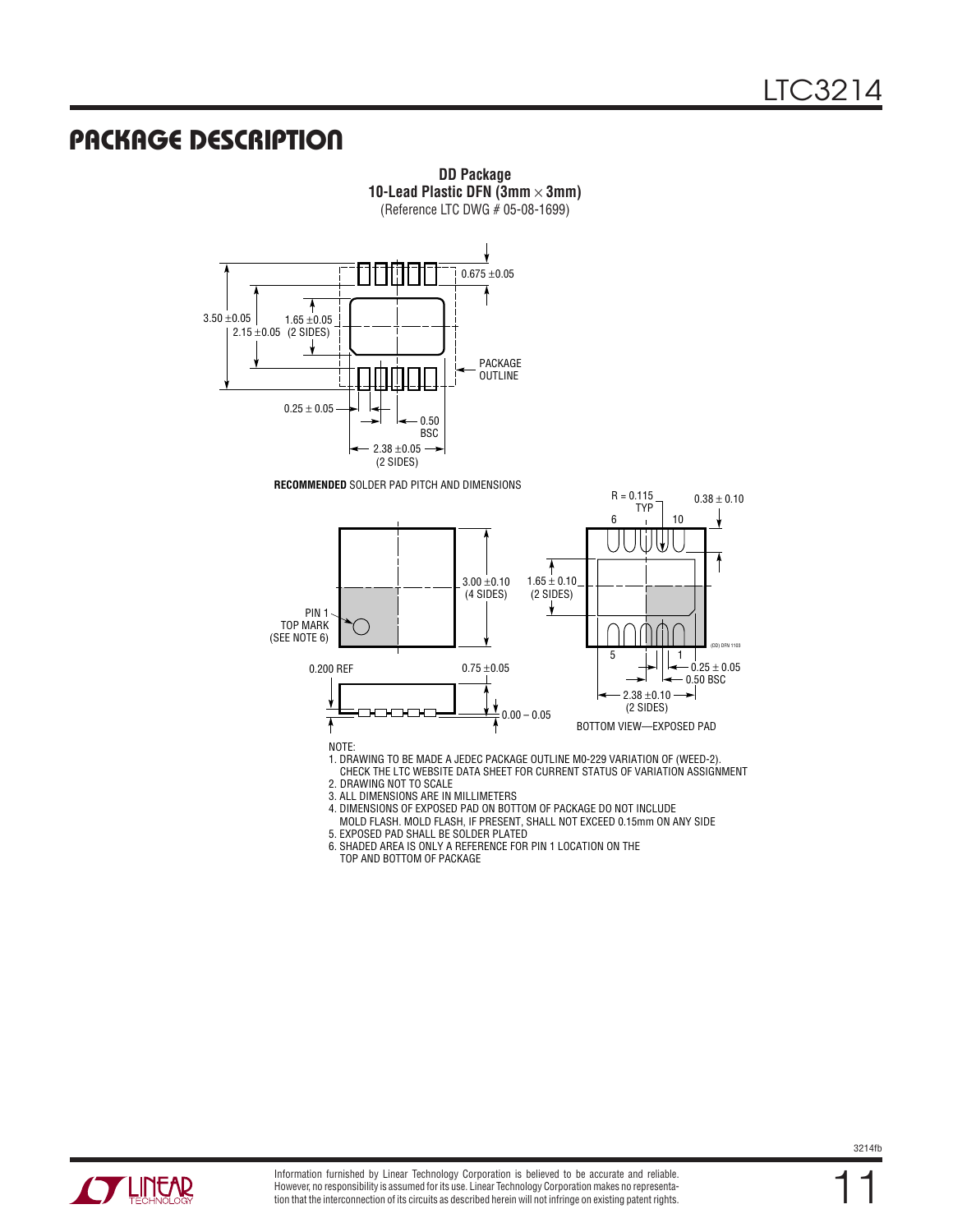## PACKAGE DESCRIPTION

**DD Package**
**10-Lead Plastic DFN (3mm × 3mm)**
(Reference LTC DWG # 05-08-1699)

3.50 ±0.05
2.15 ±0.05
1.65 ±0.05
(2 SIDES)
0.675 ±0.05
PACKAGE
OUTLINE
0.25 ± 0.05
0.50
BSC
2.38 ±0.05
(2 SIDES)

**RECOMMENDED** SOLDER PAD PITCH AND DIMENSIONS

PIN 1
TOP MARK
(SEE NOTE 6)
3.00 ±0.10
(4 SIDES)
0.200 REF
0.75 ±0.05
0.00 – 0.05

R = 0.115
TYP
6
10
0.38 ± 0.10
1.65 ± 0.10
(2 SIDES)
5
1
0.25 ± 0.05
0.50 BSC
2.38 ±0.10
(2 SIDES)
(DD) DFN 1103

BOTTOM VIEW—EXPOSED PAD

NOTE:
1. DRAWING TO BE MADE A JEDEC PACKAGE OUTLINE M0-229 VARIATION OF (WEED-2). CHECK THE LTC WEBSITE DATA SHEET FOR CURRENT STATUS OF VARIATION ASSIGNMENT
2. DRAWING NOT TO SCALE
3. ALL DIMENSIONS ARE IN MILLIMETERS
4. DIMENSIONS OF EXPOSED PAD ON BOTTOM OF PACKAGE DO NOT INCLUDE MOLD FLASH. MOLD FLASH, IF PRESENT, SHALL NOT EXCEED 0.15mm ON ANY SIDE
5. EXPOSED PAD SHALL BE SOLDER PLATED
6. SHADED AREA IS ONLY A REFERENCE FOR PIN 1 LOCATION ON THE TOP AND BOTTOM OF PACKAGE

Information furnished by Linear Technology Corporation is believed to be accurate and reliable. However, no responsibility is assumed for its use. Linear Technology Corporation makes no representation that the interconnection of its circuits as described herein will not infringe on existing patent rights.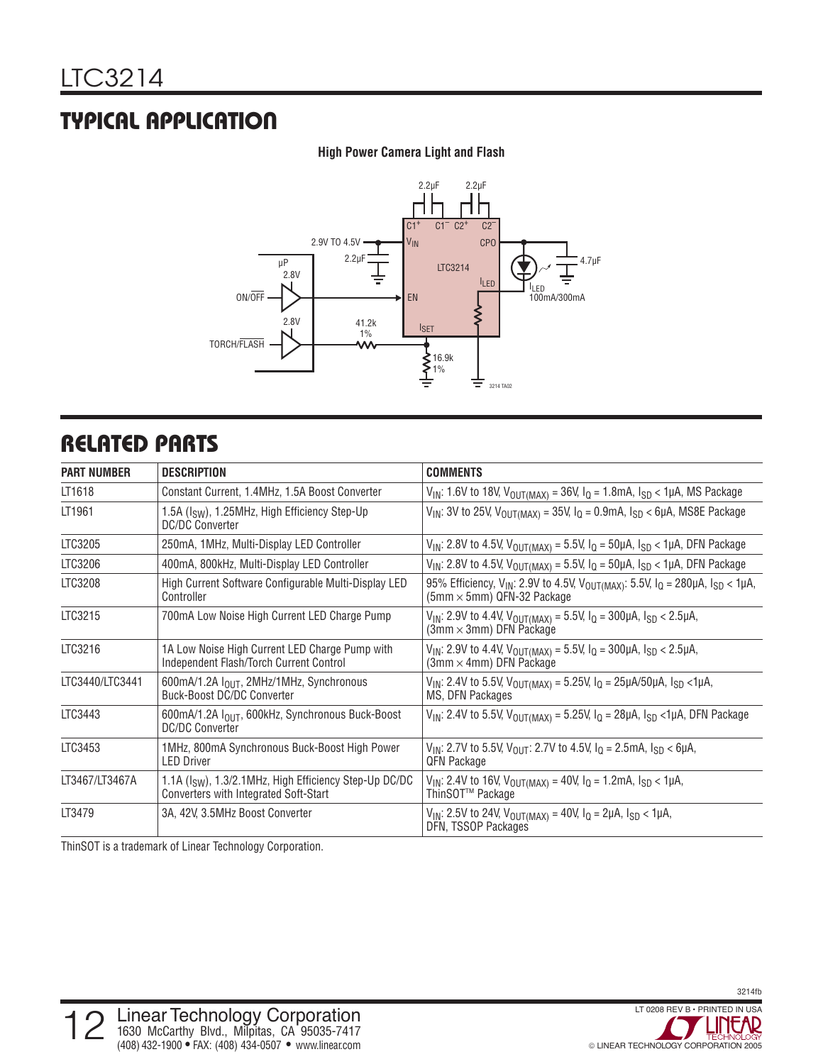## TYPICAL APPLICATION

**High Power Camera Light and Flash**

2.2µF
2.2µF
C1+
C1−
C2+
C2−
2.9V TO 4.5V
$V_{IN}$
CPO
2.2µF
LTC3214
4.7µF
µP
2.8V
$I_{LED}$
$I_{LED}$
100mA/300mA
ON/$\overline{OFF}$
EN
2.8V
41.2k
1%
$I_{SET}$
TORCH/$\overline{FLASH}$
16.9k
1%
3214 TA02

## RELATED PARTS

| PART NUMBER | DESCRIPTION | COMMENTS |
|---|---|---|
| LT1618 | Constant Current, 1.4MHz, 1.5A Boost Converter | $V_{IN}$: 1.6V to 18V, $V_{OUT(MAX)}$ = 36V, $I_Q$ = 1.8mA, $I_{SD}$ < 1µA, MS Package |
| LT1961 | 1.5A ($I_{SW}$), 1.25MHz, High Efficiency Step-Up DC/DC Converter | $V_{IN}$: 3V to 25V, $V_{OUT(MAX)}$ = 35V, $I_Q$ = 0.9mA, $I_{SD}$ < 6µA, MS8E Package |
| LTC3205 | 250mA, 1MHz, Multi-Display LED Controller | $V_{IN}$: 2.8V to 4.5V, $V_{OUT(MAX)}$ = 5.5V, $I_Q$ = 50µA, $I_{SD}$ < 1µA, DFN Package |
| LTC3206 | 400mA, 800kHz, Multi-Display LED Controller | $V_{IN}$: 2.8V to 4.5V, $V_{OUT(MAX)}$ = 5.5V, $I_Q$ = 50µA, $I_{SD}$ < 1µA, DFN Package |
| LTC3208 | High Current Software Configurable Multi-Display LED Controller | 95% Efficiency, $V_{IN}$: 2.9V to 4.5V, $V_{OUT(MAX)}$: 5.5V, $I_Q$ = 280µA, $I_{SD}$ < 1µA, (5mm × 5mm) QFN-32 Package |
| LTC3215 | 700mA Low Noise High Current LED Charge Pump | $V_{IN}$: 2.9V to 4.4V, $V_{OUT(MAX)}$ = 5.5V, $I_Q$ = 300µA, $I_{SD}$ < 2.5µA, (3mm × 3mm) DFN Package |
| LTC3216 | 1A Low Noise High Current LED Charge Pump with Independent Flash/Torch Current Control | $V_{IN}$: 2.9V to 4.4V, $V_{OUT(MAX)}$ = 5.5V, $I_Q$ = 300µA, $I_{SD}$ < 2.5µA, (3mm × 4mm) DFN Package |
| LTC3440/LTC3441 | 600mA/1.2A $I_{OUT}$, 2MHz/1MHz, Synchronous Buck-Boost DC/DC Converter | $V_{IN}$: 2.4V to 5.5V, $V_{OUT(MAX)}$ = 5.25V, $I_Q$ = 25µA/50µA, $I_{SD}$ <1µA, MS, DFN Packages |
| LTC3443 | 600mA/1.2A $I_{OUT}$, 600kHz, Synchronous Buck-Boost DC/DC Converter | $V_{IN}$: 2.4V to 5.5V, $V_{OUT(MAX)}$ = 5.25V, $I_Q$ = 28µA, $I_{SD}$ <1µA, DFN Package |
| LTC3453 | 1MHz, 800mA Synchronous Buck-Boost High Power LED Driver | $V_{IN}$: 2.7V to 5.5V, $V_{OUT}$: 2.7V to 4.5V, $I_Q$ = 2.5mA, $I_{SD}$ < 6µA, QFN Package |
| LT3467/LT3467A | 1.1A ($I_{SW}$), 1.3/2.1MHz, High Efficiency Step-Up DC/DC Converters with Integrated Soft-Start | $V_{IN}$: 2.4V to 16V, $V_{OUT(MAX)}$ = 40V, $I_Q$ = 1.2mA, $I_{SD}$ < 1µA, ThinSOT™ Package |
| LT3479 | 3A, 42V, 3.5MHz Boost Converter | $V_{IN}$: 2.5V to 24V, $V_{OUT(MAX)}$ = 40V, $I_Q$ = 2µA, $I_{SD}$ < 1µA, DFN, TSSOP Packages |

ThinSOT is a trademark of Linear Technology Corporation.

Linear Technology Corporation
1630 McCarthy Blvd., Milpitas, CA 95035-7417
(408) 432-1900 • FAX: (408) 434-0507 • www.linear.com

LT 0208 REV B • PRINTED IN USA
© LINEAR TECHNOLOGY CORPORATION 2005